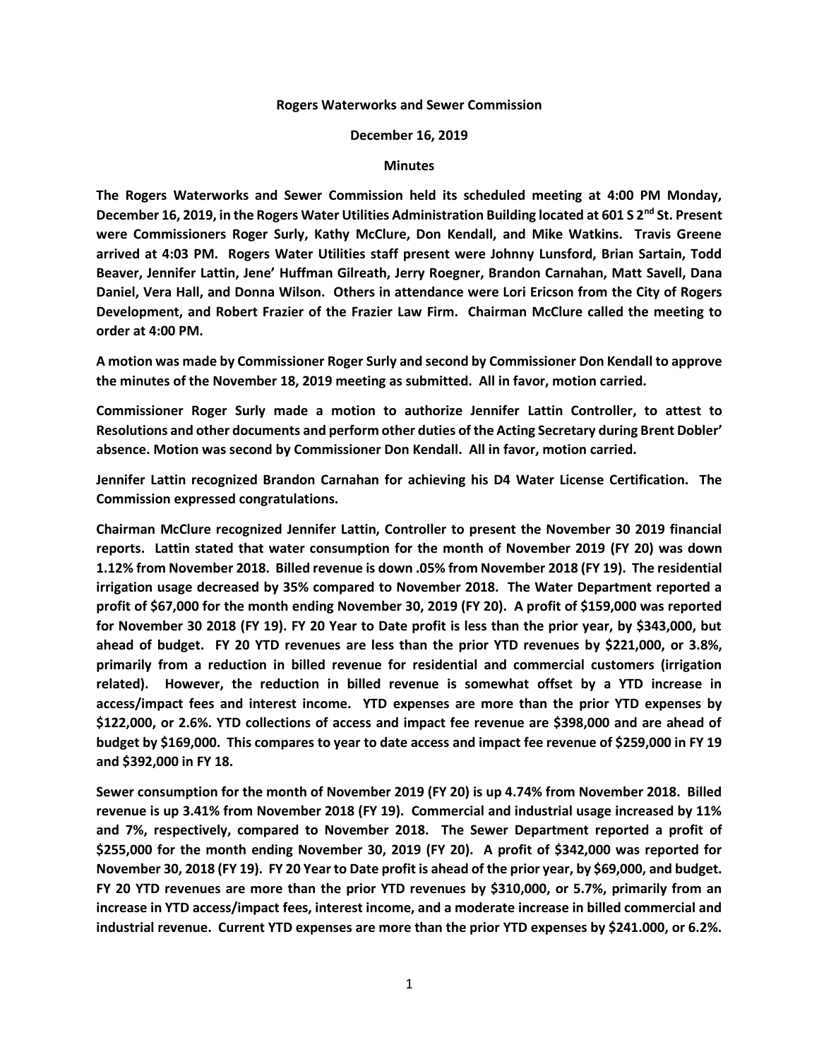**Rogers Waterworks and Sewer Commission**

**December 16, 2019**

**Minutes**

**The Rogers Waterworks and Sewer Commission held its scheduled meeting at 4:00 PM Monday, December 16, 2019, in the Rogers Water Utilities Administration Building located at 601 S 2nd St. Present were Commissioners Roger Surly, Kathy McClure, Don Kendall, and Mike Watkins. Travis Greene arrived at 4:03 PM. Rogers Water Utilities staff present were Johnny Lunsford, Brian Sartain, Todd Beaver, Jennifer Lattin, Jene' Huffman Gilreath, Jerry Roegner, Brandon Carnahan, Matt Savell, Dana Daniel, Vera Hall, and Donna Wilson. Others in attendance were Lori Ericson from the City of Rogers Development, and Robert Frazier of the Frazier Law Firm. Chairman McClure called the meeting to order at 4:00 PM.**

**A motion was made by Commissioner Roger Surly and second by Commissioner Don Kendall to approve the minutes of the November 18, 2019 meeting as submitted. All in favor, motion carried.**

**Commissioner Roger Surly made a motion to authorize Jennifer Lattin Controller, to attest to Resolutions and other documents and perform other duties of the Acting Secretary during Brent Dobler' absence. Motion was second by Commissioner Don Kendall. All in favor, motion carried.**

**Jennifer Lattin recognized Brandon Carnahan for achieving his D4 Water License Certification. The Commission expressed congratulations.**

**Chairman McClure recognized Jennifer Lattin, Controller to present the November 30 2019 financial reports. Lattin stated that water consumption for the month of November 2019 (FY 20) was down 1.12% from November 2018. Billed revenue is down .05% from November 2018 (FY 19). The residential irrigation usage decreased by 35% compared to November 2018. The Water Department reported a profit of $67,000 for the month ending November 30, 2019 (FY 20). A profit of $159,000 was reported for November 30 2018 (FY 19). FY 20 Year to Date profit is less than the prior year, by $343,000, but ahead of budget. FY 20 YTD revenues are less than the prior YTD revenues by $221,000, or 3.8%, primarily from a reduction in billed revenue for residential and commercial customers (irrigation related). However, the reduction in billed revenue is somewhat offset by a YTD increase in access/impact fees and interest income. YTD expenses are more than the prior YTD expenses by $122,000, or 2.6%. YTD collections of access and impact fee revenue are $398,000 and are ahead of budget by $169,000. This compares to year to date access and impact fee revenue of $259,000 in FY 19 and $392,000 in FY 18.**

**Sewer consumption for the month of November 2019 (FY 20) is up 4.74% from November 2018. Billed revenue is up 3.41% from November 2018 (FY 19). Commercial and industrial usage increased by 11% and 7%, respectively, compared to November 2018. The Sewer Department reported a profit of $255,000 for the month ending November 30, 2019 (FY 20). A profit of $342,000 was reported for November 30, 2018 (FY 19). FY 20 Year to Date profit is ahead of the prior year, by $69,000, and budget. FY 20 YTD revenues are more than the prior YTD revenues by $310,000, or 5.7%, primarily from an increase in YTD access/impact fees, interest income, and a moderate increase in billed commercial and industrial revenue. Current YTD expenses are more than the prior YTD expenses by $241.000, or 6.2%.**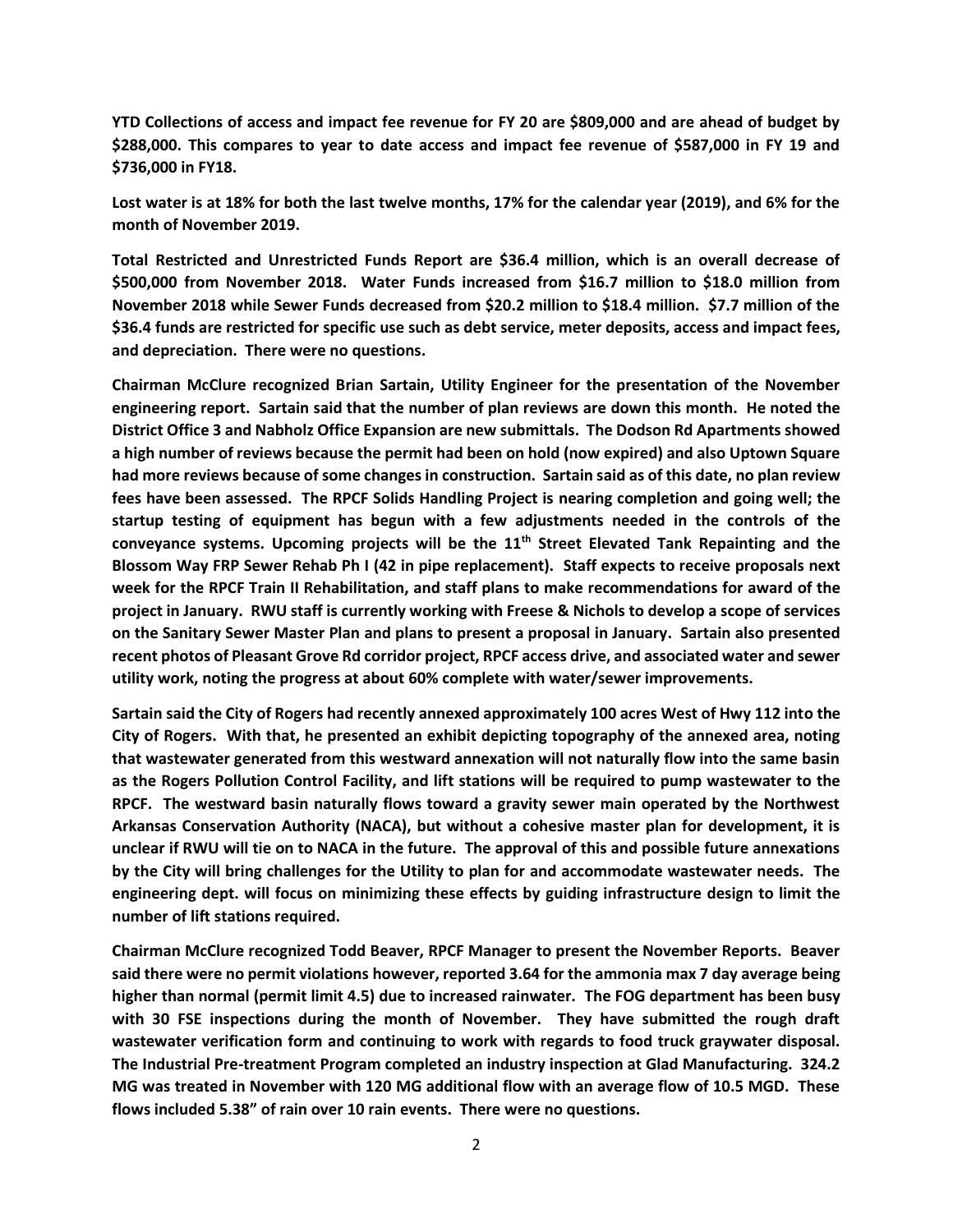**YTD Collections of access and impact fee revenue for FY 20 are $809,000 and are ahead of budget by $288,000. This compares to year to date access and impact fee revenue of $587,000 in FY 19 and $736,000 in FY18.**

**Lost water is at 18% for both the last twelve months, 17% for the calendar year (2019), and 6% for the month of November 2019.**

**Total Restricted and Unrestricted Funds Report are $36.4 million, which is an overall decrease of $500,000 from November 2018. Water Funds increased from $16.7 million to $18.0 million from November 2018 while Sewer Funds decreased from $20.2 million to $18.4 million. $7.7 million of the $36.4 funds are restricted for specific use such as debt service, meter deposits, access and impact fees, and depreciation. There were no questions.**

**Chairman McClure recognized Brian Sartain, Utility Engineer for the presentation of the November engineering report. Sartain said that the number of plan reviews are down this month. He noted the District Office 3 and Nabholz Office Expansion are new submittals. The Dodson Rd Apartments showed a high number of reviews because the permit had been on hold (now expired) and also Uptown Square had more reviews because of some changes in construction. Sartain said as of this date, no plan review fees have been assessed. The RPCF Solids Handling Project is nearing completion and going well; the startup testing of equipment has begun with a few adjustments needed in the controls of the conveyance systems. Upcoming projects will be the 11th Street Elevated Tank Repainting and the Blossom Way FRP Sewer Rehab Ph I (42 in pipe replacement). Staff expects to receive proposals next week for the RPCF Train II Rehabilitation, and staff plans to make recommendations for award of the project in January. RWU staff is currently working with Freese & Nichols to develop a scope of services on the Sanitary Sewer Master Plan and plans to present a proposal in January. Sartain also presented recent photos of Pleasant Grove Rd corridor project, RPCF access drive, and associated water and sewer utility work, noting the progress at about 60% complete with water/sewer improvements.**

**Sartain said the City of Rogers had recently annexed approximately 100 acres West of Hwy 112 into the City of Rogers. With that, he presented an exhibit depicting topography of the annexed area, noting that wastewater generated from this westward annexation will not naturally flow into the same basin as the Rogers Pollution Control Facility, and lift stations will be required to pump wastewater to the RPCF. The westward basin naturally flows toward a gravity sewer main operated by the Northwest Arkansas Conservation Authority (NACA), but without a cohesive master plan for development, it is unclear if RWU will tie on to NACA in the future. The approval of this and possible future annexations by the City will bring challenges for the Utility to plan for and accommodate wastewater needs. The engineering dept. will focus on minimizing these effects by guiding infrastructure design to limit the number of lift stations required.**

**Chairman McClure recognized Todd Beaver, RPCF Manager to present the November Reports. Beaver said there were no permit violations however, reported 3.64 for the ammonia max 7 day average being higher than normal (permit limit 4.5) due to increased rainwater. The FOG department has been busy with 30 FSE inspections during the month of November. They have submitted the rough draft wastewater verification form and continuing to work with regards to food truck graywater disposal. The Industrial Pre-treatment Program completed an industry inspection at Glad Manufacturing. 324.2 MG was treated in November with 120 MG additional flow with an average flow of 10.5 MGD. These flows included 5.38" of rain over 10 rain events. There were no questions.**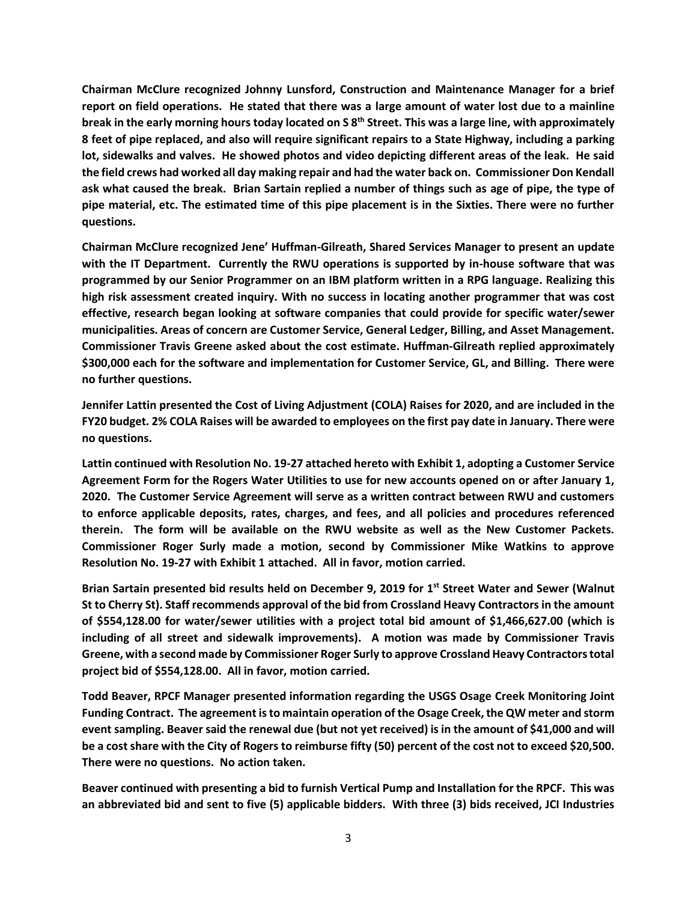**Chairman McClure recognized Johnny Lunsford, Construction and Maintenance Manager for a brief report on field operations. He stated that there was a large amount of water lost due to a mainline break in the early morning hours today located on S 8th Street. This was a large line, with approximately 8 feet of pipe replaced, and also will require significant repairs to a State Highway, including a parking lot, sidewalks and valves. He showed photos and video depicting different areas of the leak. He said the field crews had worked all day making repair and had the water back on. Commissioner Don Kendall ask what caused the break. Brian Sartain replied a number of things such as age of pipe, the type of pipe material, etc. The estimated time of this pipe placement is in the Sixties. There were no further questions.**

**Chairman McClure recognized Jene' Huffman-Gilreath, Shared Services Manager to present an update with the IT Department. Currently the RWU operations is supported by in-house software that was programmed by our Senior Programmer on an IBM platform written in a RPG language. Realizing this high risk assessment created inquiry. With no success in locating another programmer that was cost effective, research began looking at software companies that could provide for specific water/sewer municipalities. Areas of concern are Customer Service, General Ledger, Billing, and Asset Management. Commissioner Travis Greene asked about the cost estimate. Huffman-Gilreath replied approximately $300,000 each for the software and implementation for Customer Service, GL, and Billing. There were no further questions.**

**Jennifer Lattin presented the Cost of Living Adjustment (COLA) Raises for 2020, and are included in the FY20 budget. 2% COLA Raises will be awarded to employees on the first pay date in January. There were no questions.**

**Lattin continued with Resolution No. 19-27 attached hereto with Exhibit 1, adopting a Customer Service Agreement Form for the Rogers Water Utilities to use for new accounts opened on or after January 1, 2020. The Customer Service Agreement will serve as a written contract between RWU and customers to enforce applicable deposits, rates, charges, and fees, and all policies and procedures referenced therein. The form will be available on the RWU website as well as the New Customer Packets. Commissioner Roger Surly made a motion, second by Commissioner Mike Watkins to approve Resolution No. 19-27 with Exhibit 1 attached. All in favor, motion carried.**

**Brian Sartain presented bid results held on December 9, 2019 for 1st Street Water and Sewer (Walnut St to Cherry St). Staff recommends approval of the bid from Crossland Heavy Contractors in the amount of $554,128.00 for water/sewer utilities with a project total bid amount of $1,466,627.00 (which is including of all street and sidewalk improvements). A motion was made by Commissioner Travis Greene, with a second made by Commissioner Roger Surly to approve Crossland Heavy Contractors total project bid of $554,128.00. All in favor, motion carried.**

**Todd Beaver, RPCF Manager presented information regarding the USGS Osage Creek Monitoring Joint Funding Contract. The agreement is to maintain operation of the Osage Creek, the QW meter and storm event sampling. Beaver said the renewal due (but not yet received) is in the amount of $41,000 and will be a cost share with the City of Rogers to reimburse fifty (50) percent of the cost not to exceed $20,500. There were no questions. No action taken.**

**Beaver continued with presenting a bid to furnish Vertical Pump and Installation for the RPCF. This was an abbreviated bid and sent to five (5) applicable bidders. With three (3) bids received, JCI Industries**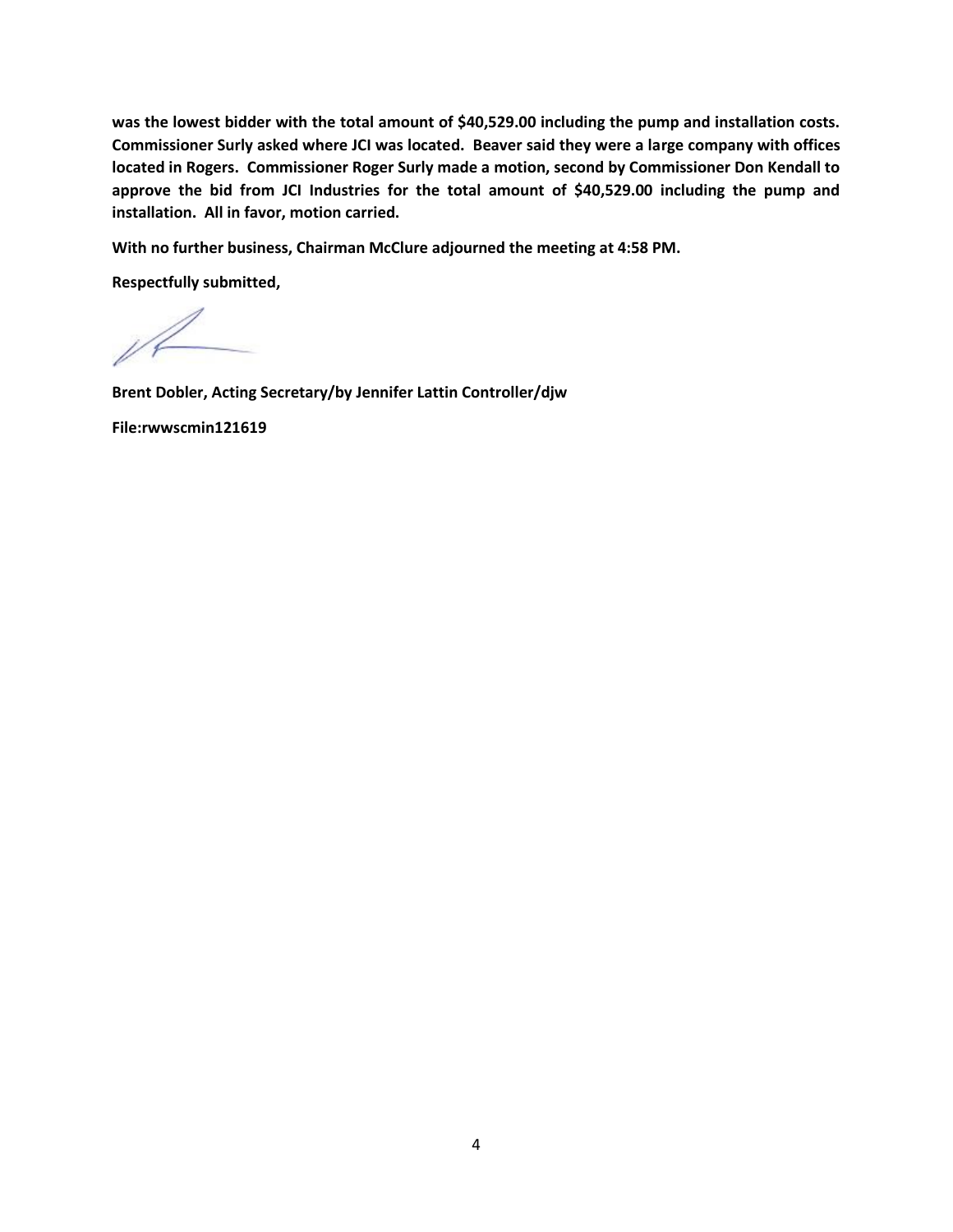**was the lowest bidder with the total amount of $40,529.00 including the pump and installation costs. Commissioner Surly asked where JCI was located. Beaver said they were a large company with offices located in Rogers. Commissioner Roger Surly made a motion, second by Commissioner Don Kendall to approve the bid from JCI Industries for the total amount of $40,529.00 including the pump and installation. All in favor, motion carried.**

**With no further business, Chairman McClure adjourned the meeting at 4:58 PM.**

**Respectfully submitted,**

**Brent Dobler, Acting Secretary/by Jennifer Lattin Controller/djw**

**File:rwwscmin121619**